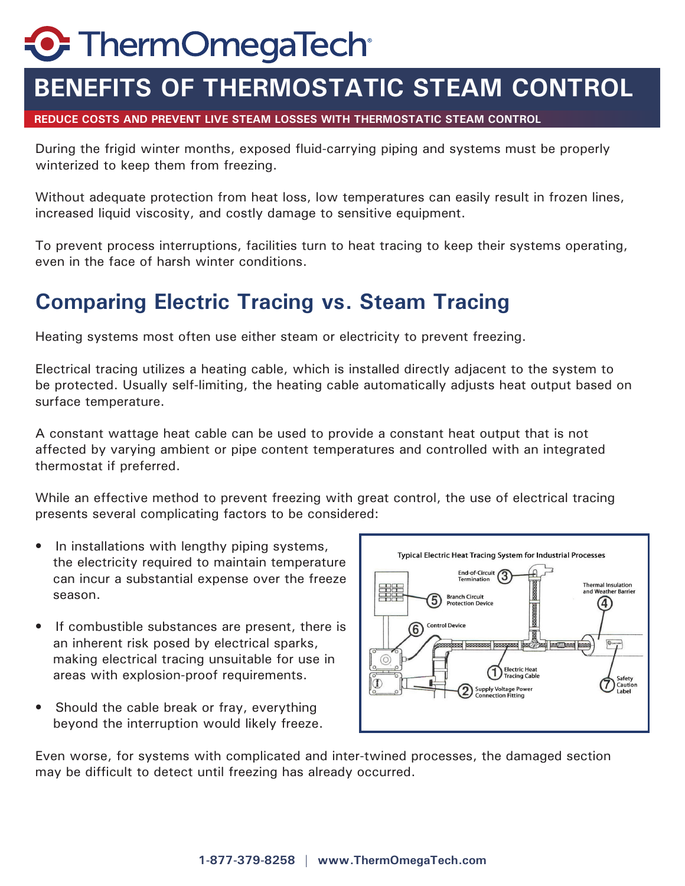# BENEFITS OF THERMOSTATIC STEAM CONTROL

**REDUCE COSTS AND PREVENT LIVE STEAM LOSSES WITH THERMOSTATIC STEAM CONTROL**

During the frigid winter months, exposed fluid-carrying piping and systems must be properly winterized to keep them from freezing.

Without adequate protection from heat loss, low temperatures can easily result in frozen lines, increased liquid viscosity, and costly damage to sensitive equipment.

To prevent process interruptions, facilities turn to heat tracing to keep their systems operating, even in the face of harsh winter conditions.

## Comparing Electric Tracing vs. Steam Tracing

Heating systems most often use either steam or electricity to prevent freezing.

Electrical tracing utilizes a heating cable, which is installed directly adjacent to the system to be protected. Usually self-limiting, the heating cable automatically adjusts heat output based on surface temperature.

A constant wattage heat cable can be used to provide a constant heat output that is not affected by varying ambient or pipe content temperatures and controlled with an integrated thermostat if preferred.

While an effective method to prevent freezing with great control, the use of electrical tracing presents several complicating factors to be considered:

- In installations with lengthy piping systems, the electricity required to maintain temperature can incur a substantial expense over the freeze season.
- If combustible substances are present, there is an inherent risk posed by electrical sparks, making electrical tracing unsuitable for use in areas with explosion-proof requirements.
- Should the cable break or fray, everything beyond the interruption would likely freeze.

Typical Electric Heat Tracing System for Industrial Processes

1 Electric Heat Tracing Cable
2 Supply Voltage Power Connection Fitting
3 End-of-Circuit Termination
4 Thermal Insulation and Weather Barrier
5 Branch Circuit Protection Device
6 Control Device
7 Safety Caution Label

Even worse, for systems with complicated and inter-twined processes, the damaged section may be difficult to detect until freezing has already occurred.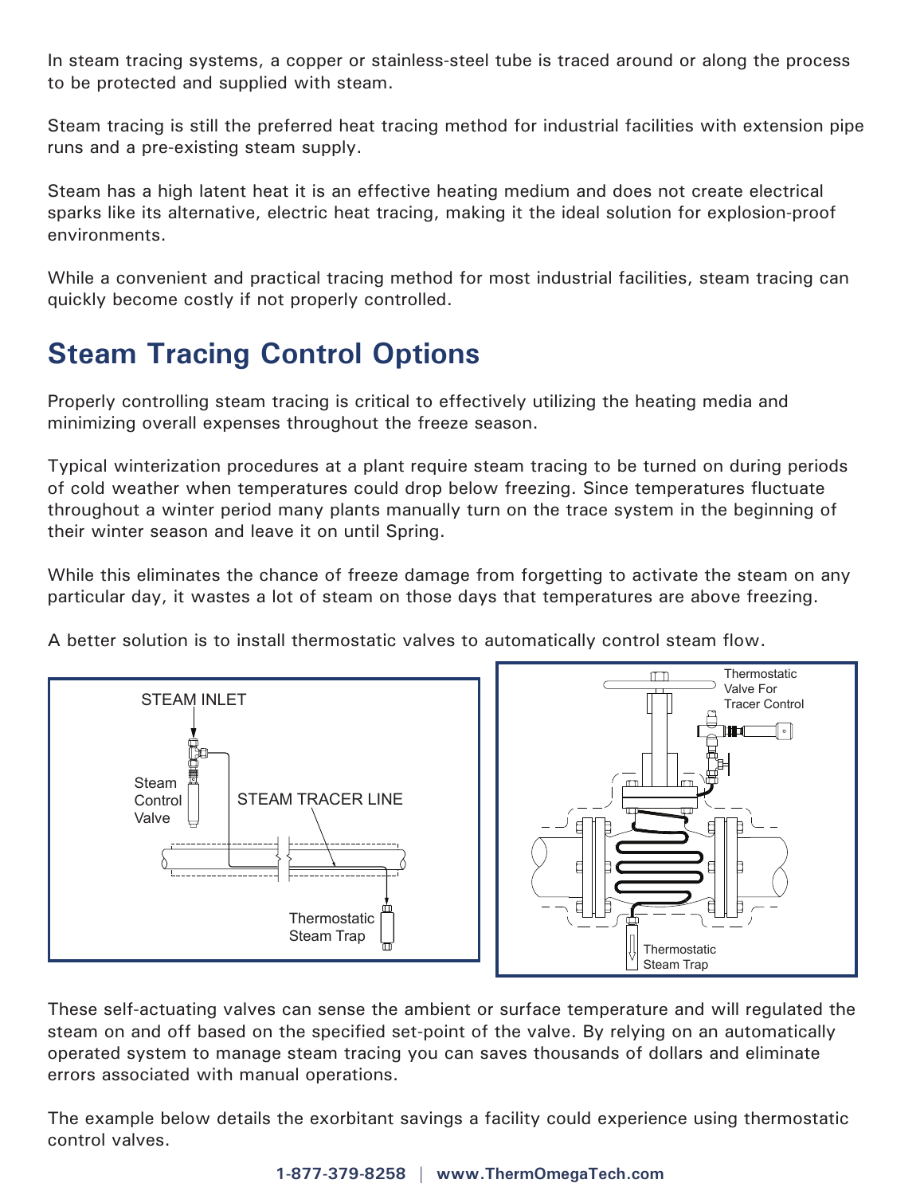In steam tracing systems, a copper or stainless-steel tube is traced around or along the process to be protected and supplied with steam.

Steam tracing is still the preferred heat tracing method for industrial facilities with extension pipe runs and a pre-existing steam supply.

Steam has a high latent heat it is an effective heating medium and does not create electrical sparks like its alternative, electric heat tracing, making it the ideal solution for explosion-proof environments.

While a convenient and practical tracing method for most industrial facilities, steam tracing can quickly become costly if not properly controlled.

## Steam Tracing Control Options

Properly controlling steam tracing is critical to effectively utilizing the heating media and minimizing overall expenses throughout the freeze season.

Typical winterization procedures at a plant require steam tracing to be turned on during periods of cold weather when temperatures could drop below freezing. Since temperatures fluctuate throughout a winter period many plants manually turn on the trace system in the beginning of their winter season and leave it on until Spring.

While this eliminates the chance of freeze damage from forgetting to activate the steam on any particular day, it wastes a lot of steam on those days that temperatures are above freezing.

A better solution is to install thermostatic valves to automatically control steam flow.

STEAM INLET

Steam Control Valve

STEAM TRACER LINE

Thermostatic Steam Trap

Thermostatic Valve For Tracer Control

Thermostatic Steam Trap

These self-actuating valves can sense the ambient or surface temperature and will regulated the steam on and off based on the specified set-point of the valve. By relying on an automatically operated system to manage steam tracing you can saves thousands of dollars and eliminate errors associated with manual operations.

The example below details the exorbitant savings a facility could experience using thermostatic control valves.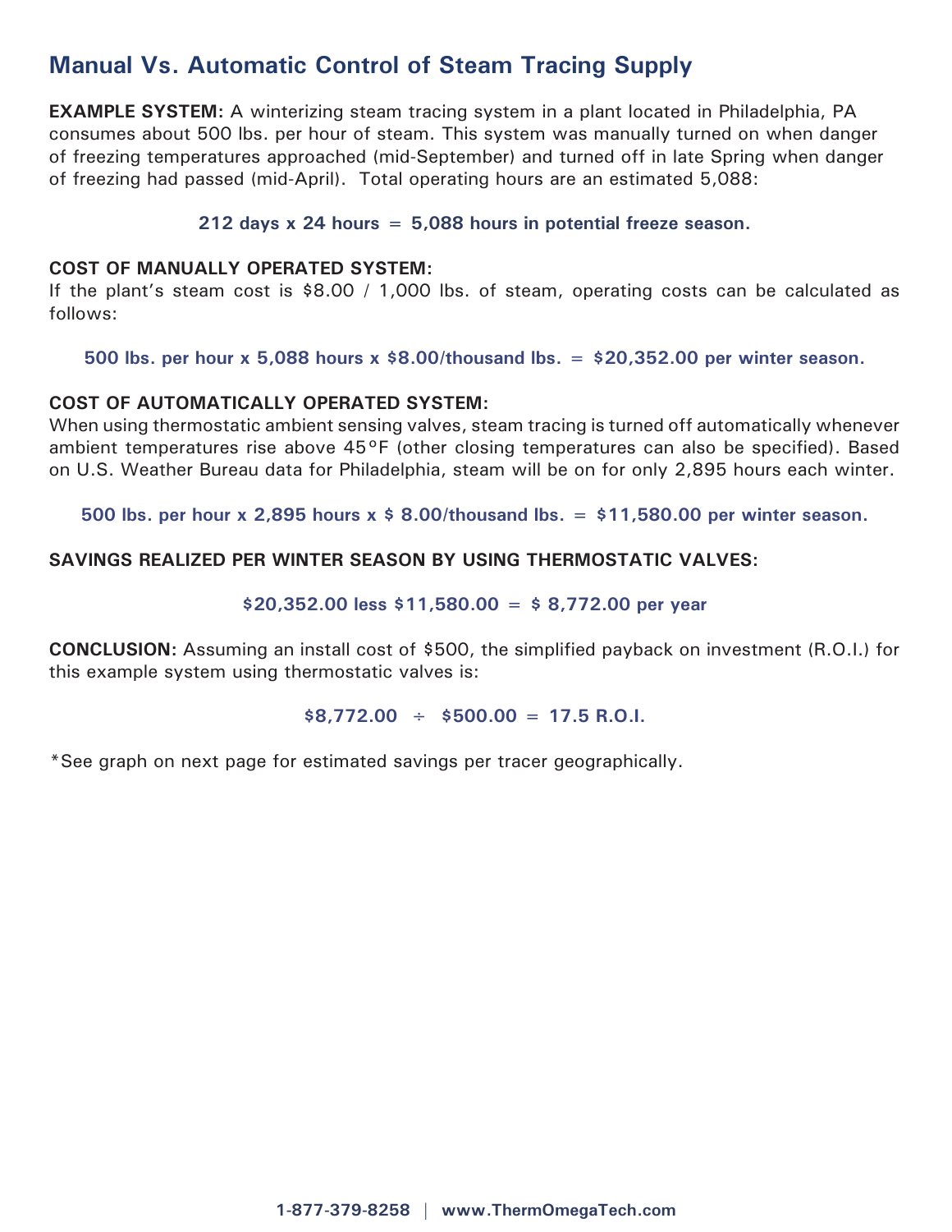## Manual Vs. Automatic Control of Steam Tracing Supply

**EXAMPLE SYSTEM:** A winterizing steam tracing system in a plant located in Philadelphia, PA consumes about 500 lbs. per hour of steam. This system was manually turned on when danger of freezing temperatures approached (mid-September) and turned off in late Spring when danger of freezing had passed (mid-April). Total operating hours are an estimated 5,088:

**212 days x 24 hours = 5,088 hours in potential freeze season.**

**COST OF MANUALLY OPERATED SYSTEM:**
If the plant's steam cost is $8.00 / 1,000 lbs. of steam, operating costs can be calculated as follows:

**500 lbs. per hour x 5,088 hours x $8.00/thousand lbs. = $20,352.00 per winter season.**

**COST OF AUTOMATICALLY OPERATED SYSTEM:**
When using thermostatic ambient sensing valves, steam tracing is turned off automatically whenever ambient temperatures rise above 45°F (other closing temperatures can also be specified). Based on U.S. Weather Bureau data for Philadelphia, steam will be on for only 2,895 hours each winter.

**500 lbs. per hour x 2,895 hours x $ 8.00/thousand lbs. = $11,580.00 per winter season.**

**SAVINGS REALIZED PER WINTER SEASON BY USING THERMOSTATIC VALVES:**

**$20,352.00 less $11,580.00 = $ 8,772.00 per year**

**CONCLUSION:** Assuming an install cost of $500, the simplified payback on investment (R.O.I.) for this example system using thermostatic valves is:

**$8,772.00 ÷ $500.00 = 17.5 R.O.I.**

*See graph on next page for estimated savings per tracer geographically.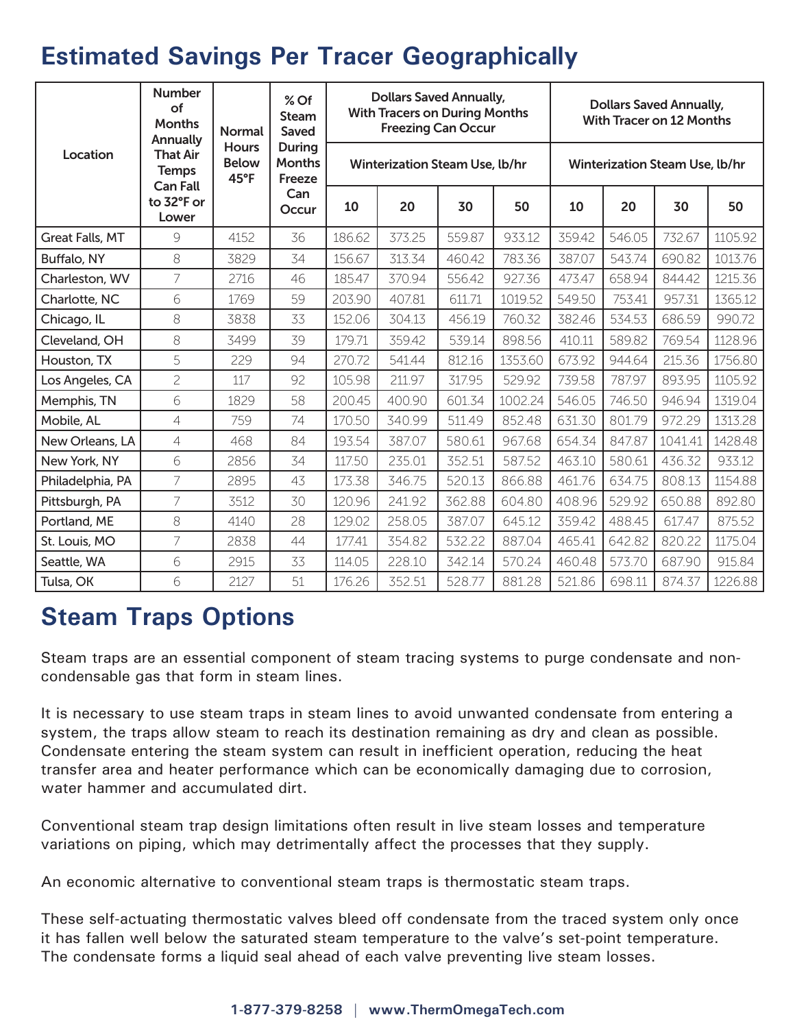## Estimated Savings Per Tracer Geographically

| Location | Number of Months Annually That Air Temps Can Fall to 32°F or Lower | Normal Hours Below 45°F | % Of Steam Saved During Months Freeze Can Occur | Dollars Saved Annually, With Tracers on During Months Freezing Can Occur | | | | Dollars Saved Annually, With Tracer on 12 Months | | | |
|---|---|---|---|---|---|---|---|---|---|---|---|
| | | | | Winterization Steam Use, lb/hr | | | | Winterization Steam Use, lb/hr | | | |
| | | | | 10 | 20 | 30 | 50 | 10 | 20 | 30 | 50 |
| Great Falls, MT | 9 | 4152 | 36 | 186.62 | 373.25 | 559.87 | 933.12 | 359.42 | 546.05 | 732.67 | 1105.92 |
| Buffalo, NY | 8 | 3829 | 34 | 156.67 | 313.34 | 460.42 | 783.36 | 387.07 | 543.74 | 690.82 | 1013.76 |
| Charleston, WV | 7 | 2716 | 46 | 185.47 | 370.94 | 556.42 | 927.36 | 473.47 | 658.94 | 844.42 | 1215.36 |
| Charlotte, NC | 6 | 1769 | 59 | 203.90 | 407.81 | 611.71 | 1019.52 | 549.50 | 753.41 | 957.31 | 1365.12 |
| Chicago, IL | 8 | 3838 | 33 | 152.06 | 304.13 | 456.19 | 760.32 | 382.46 | 534.53 | 686.59 | 990.72 |
| Cleveland, OH | 8 | 3499 | 39 | 179.71 | 359.42 | 539.14 | 898.56 | 410.11 | 589.82 | 769.54 | 1128.96 |
| Houston, TX | 5 | 229 | 94 | 270.72 | 541.44 | 812.16 | 1353.60 | 673.92 | 944.64 | 215.36 | 1756.80 |
| Los Angeles, CA | 2 | 117 | 92 | 105.98 | 211.97 | 317.95 | 529.92 | 739.58 | 787.97 | 893.95 | 1105.92 |
| Memphis, TN | 6 | 1829 | 58 | 200.45 | 400.90 | 601.34 | 1002.24 | 546.05 | 746.50 | 946.94 | 1319.04 |
| Mobile, AL | 4 | 759 | 74 | 170.50 | 340.99 | 511.49 | 852.48 | 631.30 | 801.79 | 972.29 | 1313.28 |
| New Orleans, LA | 4 | 468 | 84 | 193.54 | 387.07 | 580.61 | 967.68 | 654.34 | 847.87 | 1041.41 | 1428.48 |
| New York, NY | 6 | 2856 | 34 | 117.50 | 235.01 | 352.51 | 587.52 | 463.10 | 580.61 | 436.32 | 933.12 |
| Philadelphia, PA | 7 | 2895 | 43 | 173.38 | 346.75 | 520.13 | 866.88 | 461.76 | 634.75 | 808.13 | 1154.88 |
| Pittsburgh, PA | 7 | 3512 | 30 | 120.96 | 241.92 | 362.88 | 604.80 | 408.96 | 529.92 | 650.88 | 892.80 |
| Portland, ME | 8 | 4140 | 28 | 129.02 | 258.05 | 387.07 | 645.12 | 359.42 | 488.45 | 617.47 | 875.52 |
| St. Louis, MO | 7 | 2838 | 44 | 177.41 | 354.82 | 532.22 | 887.04 | 465.41 | 642.82 | 820.22 | 1175.04 |
| Seattle, WA | 6 | 2915 | 33 | 114.05 | 228.10 | 342.14 | 570.24 | 460.48 | 573.70 | 687.90 | 915.84 |
| Tulsa, OK | 6 | 2127 | 51 | 176.26 | 352.51 | 528.77 | 881.28 | 521.86 | 698.11 | 874.37 | 1226.88 |

## Steam Traps Options

Steam traps are an essential component of steam tracing systems to purge condensate and non-condensable gas that form in steam lines.

It is necessary to use steam traps in steam lines to avoid unwanted condensate from entering a system, the traps allow steam to reach its destination remaining as dry and clean as possible. Condensate entering the steam system can result in inefficient operation, reducing the heat transfer area and heater performance which can be economically damaging due to corrosion, water hammer and accumulated dirt.

Conventional steam trap design limitations often result in live steam losses and temperature variations on piping, which may detrimentally affect the processes that they supply.

An economic alternative to conventional steam traps is thermostatic steam traps.

These self-actuating thermostatic valves bleed off condensate from the traced system only once it has fallen well below the saturated steam temperature to the valve's set-point temperature. The condensate forms a liquid seal ahead of each valve preventing live steam losses.

**1-877-379-8258 | www.ThermOmegaTech.com**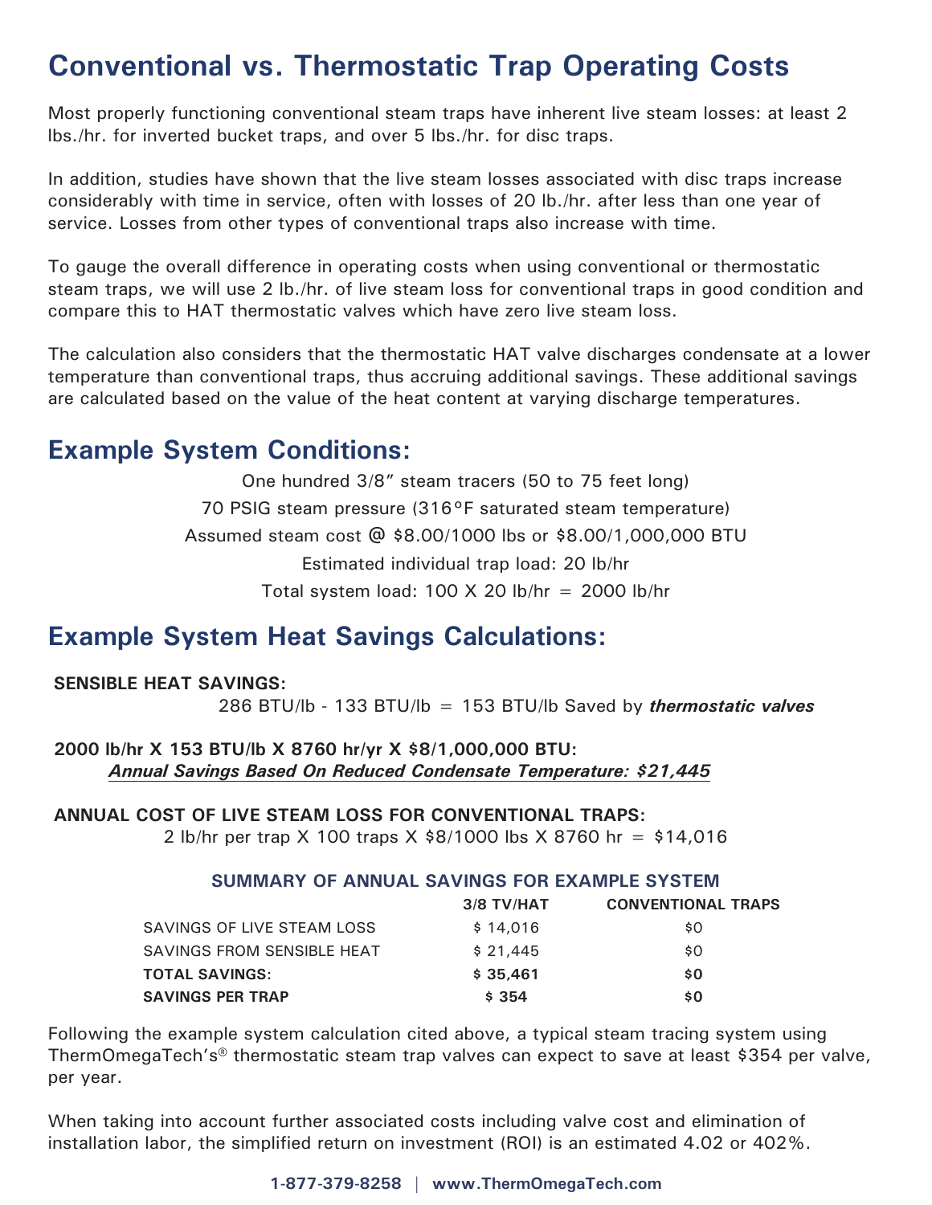# Conventional vs. Thermostatic Trap Operating Costs

Most properly functioning conventional steam traps have inherent live steam losses: at least 2 lbs./hr. for inverted bucket traps, and over 5 lbs./hr. for disc traps.

In addition, studies have shown that the live steam losses associated with disc traps increase considerably with time in service, often with losses of 20 lb./hr. after less than one year of service. Losses from other types of conventional traps also increase with time.

To gauge the overall difference in operating costs when using conventional or thermostatic steam traps, we will use 2 lb./hr. of live steam loss for conventional traps in good condition and compare this to HAT thermostatic valves which have zero live steam loss.

The calculation also considers that the thermostatic HAT valve discharges condensate at a lower temperature than conventional traps, thus accruing additional savings. These additional savings are calculated based on the value of the heat content at varying discharge temperatures.

## Example System Conditions:

One hundred 3/8" steam tracers (50 to 75 feet long)

70 PSIG steam pressure (316°F saturated steam temperature)

Assumed steam cost @ $8.00/1000 lbs or $8.00/1,000,000 BTU

Estimated individual trap load: 20 lb/hr

Total system load: 100 X 20 lb/hr = 2000 lb/hr

## Example System Heat Savings Calculations:

**SENSIBLE HEAT SAVINGS:**

286 BTU/lb - 133 BTU/lb = 153 BTU/lb Saved by ***thermostatic valves***

**2000 lb/hr X 153 BTU/lb X 8760 hr/yr X $8/1,000,000 BTU:**

***Annual Savings Based On Reduced Condensate Temperature: $21,445***

**ANNUAL COST OF LIVE STEAM LOSS FOR CONVENTIONAL TRAPS:**

2 lb/hr per trap X 100 traps X $8/1000 lbs X 8760 hr = $14,016

**SUMMARY OF ANNUAL SAVINGS FOR EXAMPLE SYSTEM**

| | 3/8 TV/HAT | CONVENTIONAL TRAPS |
|---|---|---|
| SAVINGS OF LIVE STEAM LOSS | $ 14,016 | $0 |
| SAVINGS FROM SENSIBLE HEAT | $ 21,445 | $0 |
| **TOTAL SAVINGS:** | **$ 35,461** | **$0** |
| **SAVINGS PER TRAP** | **$ 354** | **$0** |

Following the example system calculation cited above, a typical steam tracing system using ThermOmegaTech's® thermostatic steam trap valves can expect to save at least $354 per valve, per year.

When taking into account further associated costs including valve cost and elimination of installation labor, the simplified return on investment (ROI) is an estimated 4.02 or 402%.

**1-877-379-8258 | www.ThermOmegaTech.com**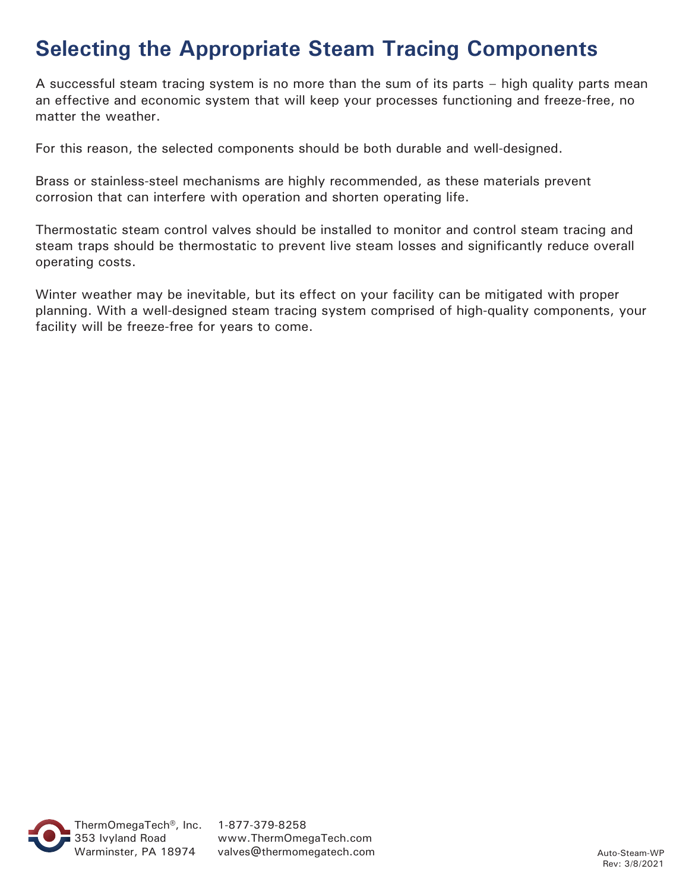# Selecting the Appropriate Steam Tracing Components

A successful steam tracing system is no more than the sum of its parts – high quality parts mean an effective and economic system that will keep your processes functioning and freeze-free, no matter the weather.

For this reason, the selected components should be both durable and well-designed.

Brass or stainless-steel mechanisms are highly recommended, as these materials prevent corrosion that can interfere with operation and shorten operating life.

Thermostatic steam control valves should be installed to monitor and control steam tracing and steam traps should be thermostatic to prevent live steam losses and significantly reduce overall operating costs.

Winter weather may be inevitable, but its effect on your facility can be mitigated with proper planning. With a well-designed steam tracing system comprised of high-quality components, your facility will be freeze-free for years to come.